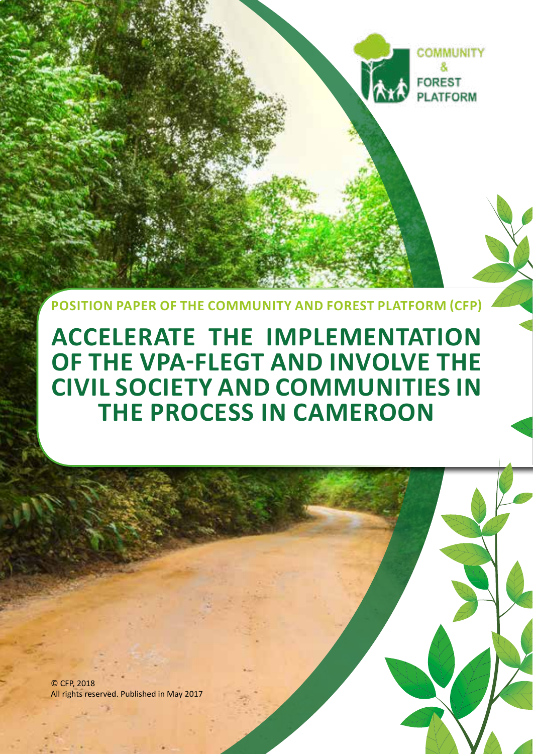COMMUNITY & FOREST PLATFORM

**POSITION PAPER OF THE COMMUNITY AND FOREST PLATFORM (CFP)**

# ACCELERATE THE IMPLEMENTATION OF THE VPA-FLEGT AND INVOLVE THE CIVIL SOCIETY AND COMMUNITIES IN THE PROCESS IN CAMEROON

© CFP, 2018
All rights reserved. Published in May 2017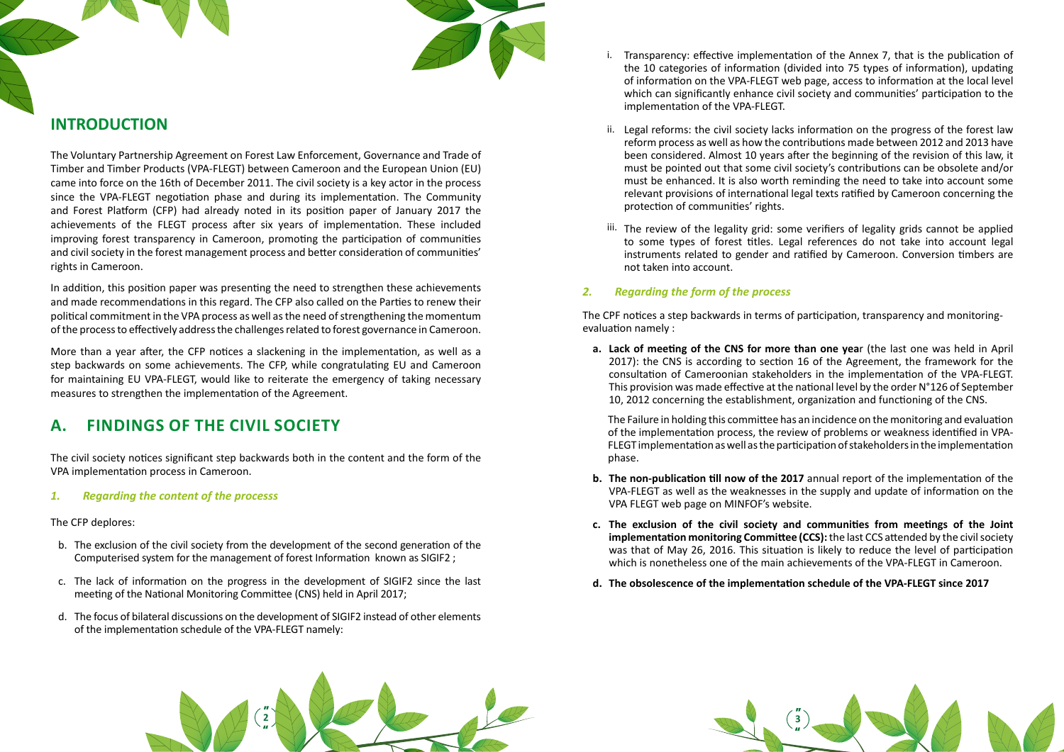## INTRODUCTION

The Voluntary Partnership Agreement on Forest Law Enforcement, Governance and Trade of Timber and Timber Products (VPA-FLEGT) between Cameroon and the European Union (EU) came into force on the 16th of December 2011. The civil society is a key actor in the process since the VPA-FLEGT negotiation phase and during its implementation. The Community and Forest Platform (CFP) had already noted in its position paper of January 2017 the achievements of the FLEGT process after six years of implementation. These included improving forest transparency in Cameroon, promoting the participation of communities and civil society in the forest management process and better consideration of communities' rights in Cameroon.

In addition, this position paper was presenting the need to strengthen these achievements and made recommendations in this regard. The CFP also called on the Parties to renew their political commitment in the VPA process as well as the need of strengthening the momentum of the process to effectively address the challenges related to forest governance in Cameroon.

More than a year after, the CFP notices a slackening in the implementation, as well as a step backwards on some achievements. The CFP, while congratulating EU and Cameroon for maintaining EU VPA-FLEGT, would like to reiterate the emergency of taking necessary measures to strengthen the implementation of the Agreement.

## A. FINDINGS OF THE CIVIL SOCIETY

The civil society notices significant step backwards both in the content and the form of the VPA implementation process in Cameroon.

### *1. Regarding the content of the processs*

The CFP deplores:

b. The exclusion of the civil society from the development of the second generation of the Computerised system for the management of forest Information known as SIGIF2 ;

c. The lack of information on the progress in the development of SIGIF2 since the last meeting of the National Monitoring Committee (CNS) held in April 2017;

d. The focus of bilateral discussions on the development of SIGIF2 instead of other elements of the implementation schedule of the VPA-FLEGT namely:

i. Transparency: effective implementation of the Annex 7, that is the publication of the 10 categories of information (divided into 75 types of information), updating of information on the VPA-FLEGT web page, access to information at the local level which can significantly enhance civil society and communities' participation to the implementation of the VPA-FLEGT.

ii. Legal reforms: the civil society lacks information on the progress of the forest law reform process as well as how the contributions made between 2012 and 2013 have been considered. Almost 10 years after the beginning of the revision of this law, it must be pointed out that some civil society's contributions can be obsolete and/or must be enhanced. It is also worth reminding the need to take into account some relevant provisions of international legal texts ratified by Cameroon concerning the protection of communities' rights.

iii. The review of the legality grid: some verifiers of legality grids cannot be applied to some types of forest titles. Legal references do not take into account legal instruments related to gender and ratified by Cameroon. Conversion timbers are not taken into account.

### *2. Regarding the form of the process*

The CPF notices a step backwards in terms of participation, transparency and monitoring-evaluation namely :

**a. Lack of meeting of the CNS for more than one yea**r (the last one was held in April 2017): the CNS is according to section 16 of the Agreement, the framework for the consultation of Cameroonian stakeholders in the implementation of the VPA-FLEGT. This provision was made effective at the national level by the order N°126 of September 10, 2012 concerning the establishment, organization and functioning of the CNS.

The Failure in holding this committee has an incidence on the monitoring and evaluation of the implementation process, the review of problems or weakness identified in VPA-FLEGT implementation as well as the participation of stakeholders in the implementation phase.

**b. The non-publication till now of the 2017** annual report of the implementation of the VPA-FLEGT as well as the weaknesses in the supply and update of information on the VPA FLEGT web page on MINFOF's website.

**c. The exclusion of the civil society and communities from meetings of the Joint implementation monitoring Committee (CCS):** the last CCS attended by the civil society was that of May 26, 2016. This situation is likely to reduce the level of participation which is nonetheless one of the main achievements of the VPA-FLEGT in Cameroon.

**d. The obsolescence of the implementation schedule of the VPA-FLEGT since 2017**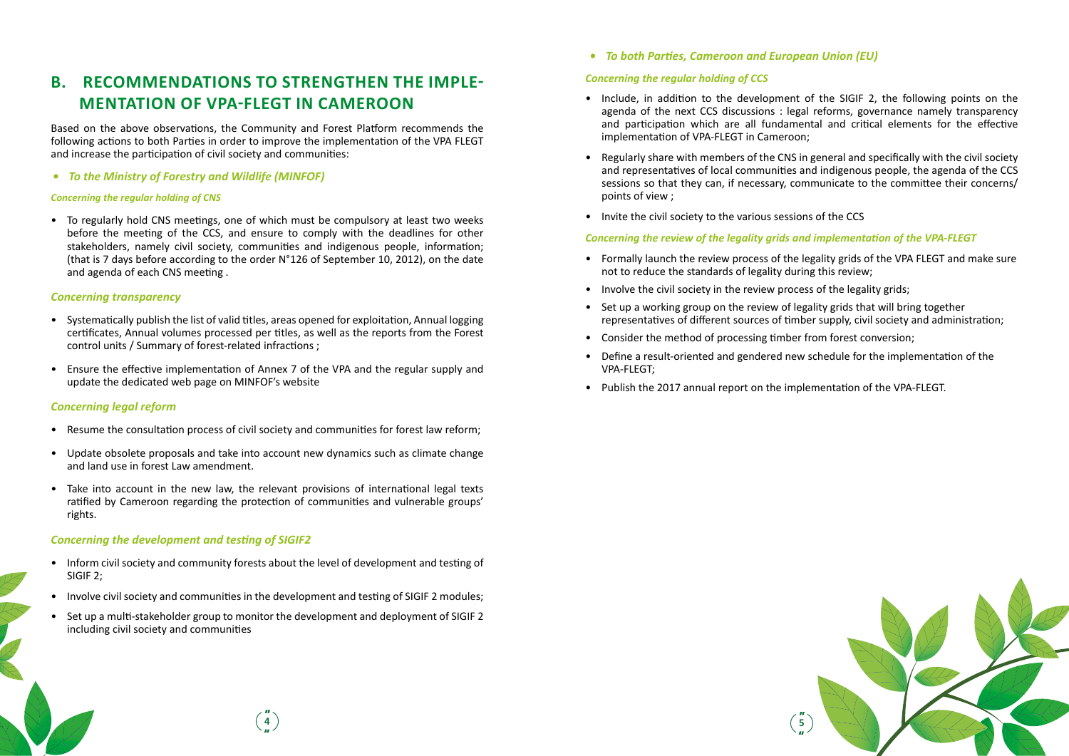## B. RECOMMENDATIONS TO STRENGTHEN THE IMPLEMENTATION OF VPA-FLEGT IN CAMEROON

Based on the above observations, the Community and Forest Platform recommends the following actions to both Parties in order to improve the implementation of the VPA FLEGT and increase the participation of civil society and communities:

- ***To the Ministry of Forestry and Wildlife (MINFOF)***

***Concerning the regular holding of CNS***

- To regularly hold CNS meetings, one of which must be compulsory at least two weeks before the meeting of the CCS, and ensure to comply with the deadlines for other stakeholders, namely civil society, communities and indigenous people, information; (that is 7 days before according to the order N°126 of September 10, 2012), on the date and agenda of each CNS meeting .

***Concerning transparency***

- Systematically publish the list of valid titles, areas opened for exploitation, Annual logging certificates, Annual volumes processed per titles, as well as the reports from the Forest control units / Summary of forest-related infractions ;
- Ensure the effective implementation of Annex 7 of the VPA and the regular supply and update the dedicated web page on MINFOF's website

***Concerning legal reform***

- Resume the consultation process of civil society and communities for forest law reform;
- Update obsolete proposals and take into account new dynamics such as climate change and land use in forest Law amendment.
- Take into account in the new law, the relevant provisions of international legal texts ratified by Cameroon regarding the protection of communities and vulnerable groups' rights.

***Concerning the development and testing of SIGIF2***

- Inform civil society and community forests about the level of development and testing of SIGIF 2;
- Involve civil society and communities in the development and testing of SIGIF 2 modules;
- Set up a multi-stakeholder group to monitor the development and deployment of SIGIF 2 including civil society and communities

- ***To both Parties, Cameroon and European Union (EU)***

***Concerning the regular holding of CCS***

- Include, in addition to the development of the SIGIF 2, the following points on the agenda of the next CCS discussions : legal reforms, governance namely transparency and participation which are all fundamental and critical elements for the effective implementation of VPA-FLEGT in Cameroon;
- Regularly share with members of the CNS in general and specifically with the civil society and representatives of local communities and indigenous people, the agenda of the CCS sessions so that they can, if necessary, communicate to the committee their concerns/ points of view ;
- Invite the civil society to the various sessions of the CCS

***Concerning the review of the legality grids and implementation of the VPA-FLEGT***

- Formally launch the review process of the legality grids of the VPA FLEGT and make sure not to reduce the standards of legality during this review;
- Involve the civil society in the review process of the legality grids;
- Set up a working group on the review of legality grids that will bring together representatives of different sources of timber supply, civil society and administration;
- Consider the method of processing timber from forest conversion;
- Define a result-oriented and gendered new schedule for the implementation of the VPA-FLEGT;
- Publish the 2017 annual report on the implementation of the VPA-FLEGT.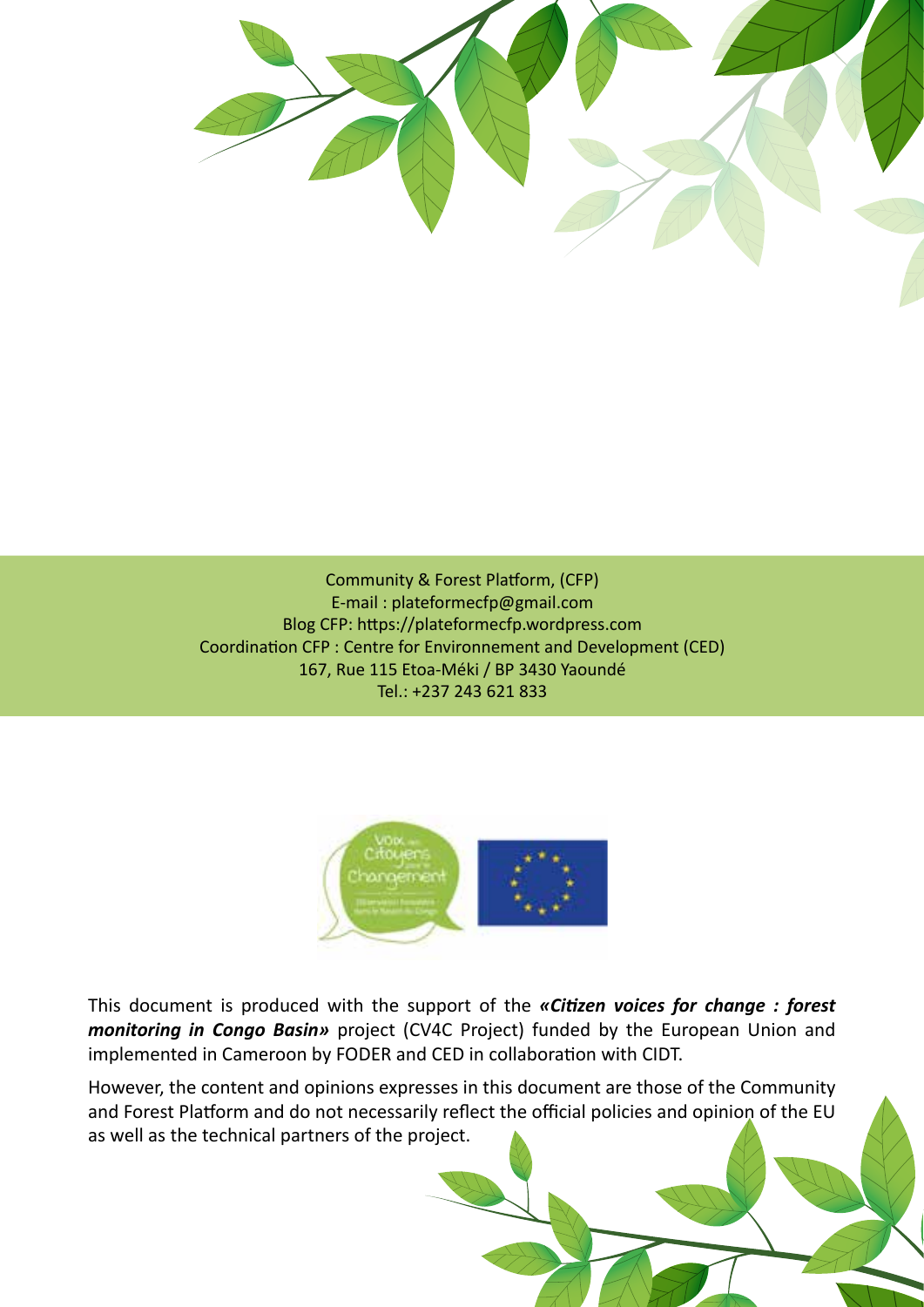Community & Forest Platform, (CFP)
E-mail : plateformecfp@gmail.com
Blog CFP: https://plateformecfp.wordpress.com
Coordination CFP : Centre for Environnement and Development (CED)
167, Rue 115 Etoa-Méki / BP 3430 Yaoundé
Tel.: +237 243 621 833

This document is produced with the support of the ***«Citizen voices for change : forest monitoring in Congo Basin»*** project (CV4C Project) funded by the European Union and implemented in Cameroon by FODER and CED in collaboration with CIDT.

However, the content and opinions expresses in this document are those of the Community and Forest Platform and do not necessarily reflect the official policies and opinion of the EU as well as the technical partners of the project.